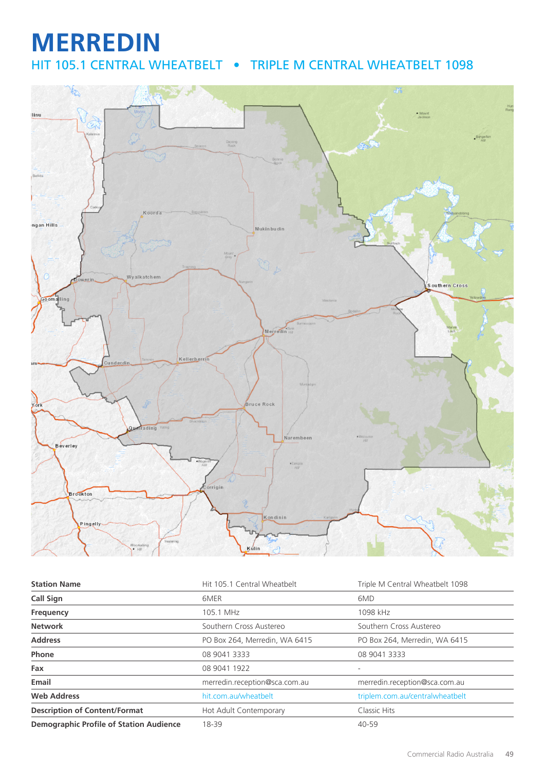# MERREDIN

## HIT 105.1 CENTRAL WHEATBELT • TRIPLE M CENTRAL WHEATBELT 1098

| Station Name | Hit 105.1 Central Wheatbelt | Triple M Central Wheatbelt 1098 |
|---|---|---|
| **Call Sign** | 6MER | 6MD |
| **Frequency** | 105.1 MHz | 1098 kHz |
| **Network** | Southern Cross Austereo | Southern Cross Austereo |
| **Address** | PO Box 264, Merredin, WA 6415 | PO Box 264, Merredin, WA 6415 |
| **Phone** | 08 9041 3333 | 08 9041 3333 |
| **Fax** | 08 9041 1922 | - |
| **Email** | merredin.reception@sca.com.au | merredin.reception@sca.com.au |
| **Web Address** | hit.com.au/wheatbelt | triplem.com.au/centralwheatbelt |
| **Description of Content/Format** | Hot Adult Contemporary | Classic Hits |
| **Demographic Profile of Station Audience** | 18-39 | 40-59 |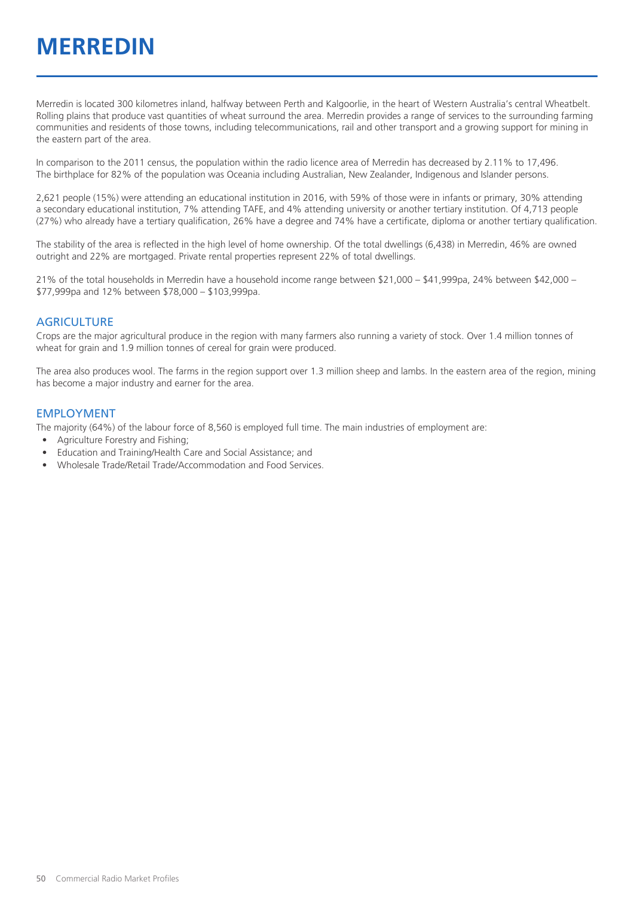# MERREDIN

Merredin is located 300 kilometres inland, halfway between Perth and Kalgoorlie, in the heart of Western Australia's central Wheatbelt. Rolling plains that produce vast quantities of wheat surround the area. Merredin provides a range of services to the surrounding farming communities and residents of those towns, including telecommunications, rail and other transport and a growing support for mining in the eastern part of the area.

In comparison to the 2011 census, the population within the radio licence area of Merredin has decreased by 2.11% to 17,496. The birthplace for 82% of the population was Oceania including Australian, New Zealander, Indigenous and Islander persons.

2,621 people (15%) were attending an educational institution in 2016, with 59% of those were in infants or primary, 30% attending a secondary educational institution, 7% attending TAFE, and 4% attending university or another tertiary institution. Of 4,713 people (27%) who already have a tertiary qualification, 26% have a degree and 74% have a certificate, diploma or another tertiary qualification.

The stability of the area is reflected in the high level of home ownership. Of the total dwellings (6,438) in Merredin, 46% are owned outright and 22% are mortgaged. Private rental properties represent 22% of total dwellings.

21% of the total households in Merredin have a household income range between $21,000 – $41,999pa, 24% between $42,000 – $77,999pa and 12% between $78,000 – $103,999pa.

## AGRICULTURE

Crops are the major agricultural produce in the region with many farmers also running a variety of stock. Over 1.4 million tonnes of wheat for grain and 1.9 million tonnes of cereal for grain were produced.

The area also produces wool. The farms in the region support over 1.3 million sheep and lambs. In the eastern area of the region, mining has become a major industry and earner for the area.

## EMPLOYMENT

The majority (64%) of the labour force of 8,560 is employed full time. The main industries of employment are:

- Agriculture Forestry and Fishing;
- Education and Training/Health Care and Social Assistance; and
- Wholesale Trade/Retail Trade/Accommodation and Food Services.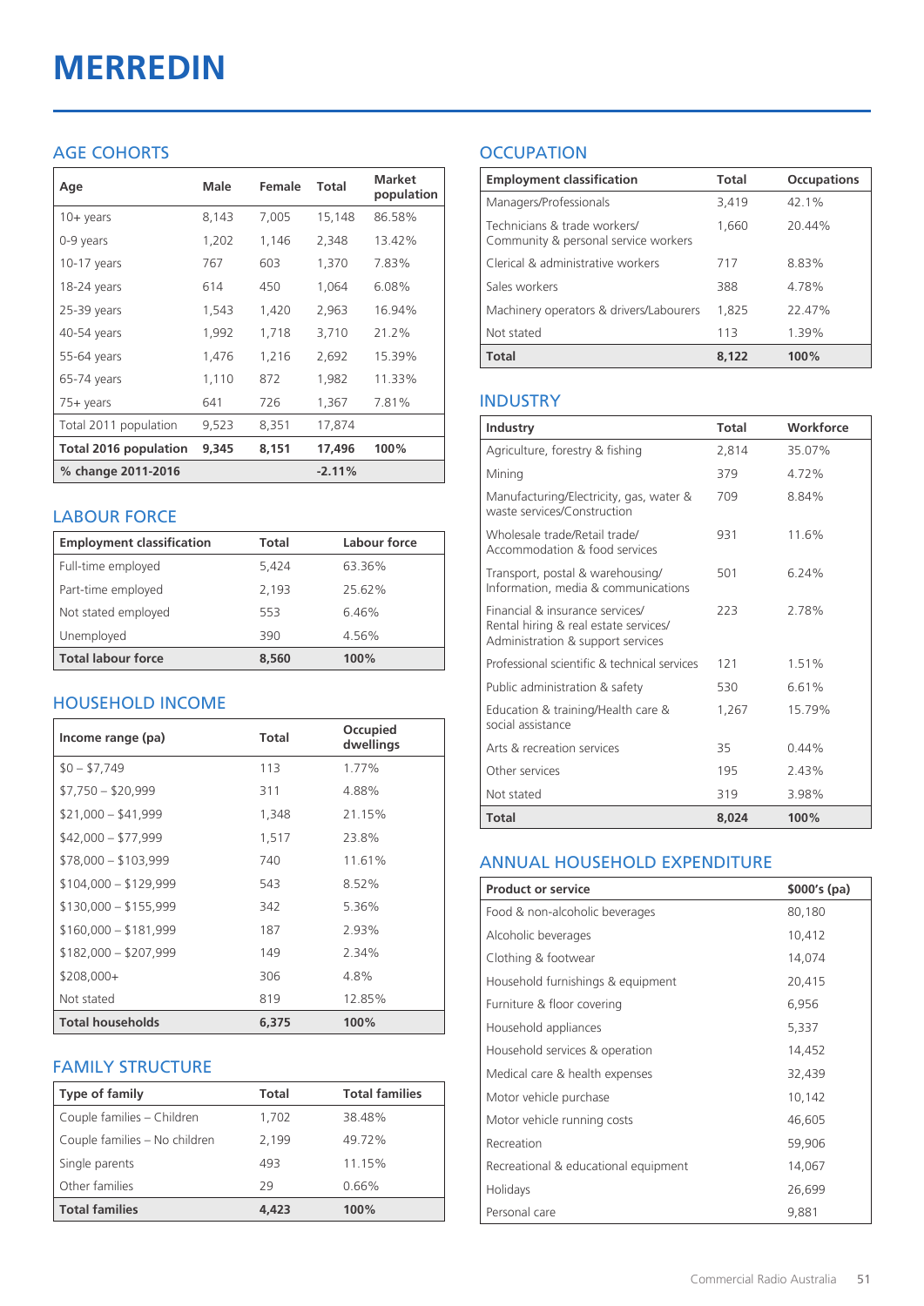# MERREDIN

## AGE COHORTS

| Age | Male | Female | Total | Market population |
|---|---|---|---|---|
| 10+ years | 8,143 | 7,005 | 15,148 | 86.58% |
| 0-9 years | 1,202 | 1,146 | 2,348 | 13.42% |
| 10-17 years | 767 | 603 | 1,370 | 7.83% |
| 18-24 years | 614 | 450 | 1,064 | 6.08% |
| 25-39 years | 1,543 | 1,420 | 2,963 | 16.94% |
| 40-54 years | 1,992 | 1,718 | 3,710 | 21.2% |
| 55-64 years | 1,476 | 1,216 | 2,692 | 15.39% |
| 65-74 years | 1,110 | 872 | 1,982 | 11.33% |
| 75+ years | 641 | 726 | 1,367 | 7.81% |
| Total 2011 population | 9,523 | 8,351 | 17,874 | |
| **Total 2016 population** | **9,345** | **8,151** | **17,496** | **100%** |
| **% change 2011-2016** | | | **-2.11%** | |

## LABOUR FORCE

| Employment classification | Total | Labour force |
|---|---|---|
| Full-time employed | 5,424 | 63.36% |
| Part-time employed | 2,193 | 25.62% |
| Not stated employed | 553 | 6.46% |
| Unemployed | 390 | 4.56% |
| **Total labour force** | **8,560** | **100%** |

## HOUSEHOLD INCOME

| Income range (pa) | Total | Occupied dwellings |
|---|---|---|
| $0 – $7,749 | 113 | 1.77% |
| $7,750 – $20,999 | 311 | 4.88% |
| $21,000 – $41,999 | 1,348 | 21.15% |
| $42,000 – $77,999 | 1,517 | 23.8% |
| $78,000 – $103,999 | 740 | 11.61% |
| $104,000 – $129,999 | 543 | 8.52% |
| $130,000 – $155,999 | 342 | 5.36% |
| $160,000 – $181,999 | 187 | 2.93% |
| $182,000 – $207,999 | 149 | 2.34% |
| $208,000+ | 306 | 4.8% |
| Not stated | 819 | 12.85% |
| **Total households** | **6,375** | **100%** |

## FAMILY STRUCTURE

| Type of family | Total | Total families |
|---|---|---|
| Couple families – Children | 1,702 | 38.48% |
| Couple families – No children | 2,199 | 49.72% |
| Single parents | 493 | 11.15% |
| Other families | 29 | 0.66% |
| **Total families** | **4,423** | **100%** |

## OCCUPATION

| Employment classification | Total | Occupations |
|---|---|---|
| Managers/Professionals | 3,419 | 42.1% |
| Technicians & trade workers/ Community & personal service workers | 1,660 | 20.44% |
| Clerical & administrative workers | 717 | 8.83% |
| Sales workers | 388 | 4.78% |
| Machinery operators & drivers/Labourers | 1,825 | 22.47% |
| Not stated | 113 | 1.39% |
| **Total** | **8,122** | **100%** |

## INDUSTRY

| Industry | Total | Workforce |
|---|---|---|
| Agriculture, forestry & fishing | 2,814 | 35.07% |
| Mining | 379 | 4.72% |
| Manufacturing/Electricity, gas, water & waste services/Construction | 709 | 8.84% |
| Wholesale trade/Retail trade/ Accommodation & food services | 931 | 11.6% |
| Transport, postal & warehousing/ Information, media & communications | 501 | 6.24% |
| Financial & insurance services/ Rental hiring & real estate services/ Administration & support services | 223 | 2.78% |
| Professional scientific & technical services | 121 | 1.51% |
| Public administration & safety | 530 | 6.61% |
| Education & training/Health care & social assistance | 1,267 | 15.79% |
| Arts & recreation services | 35 | 0.44% |
| Other services | 195 | 2.43% |
| Not stated | 319 | 3.98% |
| **Total** | **8,024** | **100%** |

## ANNUAL HOUSEHOLD EXPENDITURE

| Product or service | $000's (pa) |
|---|---|
| Food & non-alcoholic beverages | 80,180 |
| Alcoholic beverages | 10,412 |
| Clothing & footwear | 14,074 |
| Household furnishings & equipment | 20,415 |
| Furniture & floor covering | 6,956 |
| Household appliances | 5,337 |
| Household services & operation | 14,452 |
| Medical care & health expenses | 32,439 |
| Motor vehicle purchase | 10,142 |
| Motor vehicle running costs | 46,605 |
| Recreation | 59,906 |
| Recreational & educational equipment | 14,067 |
| Holidays | 26,699 |
| Personal care | 9,881 |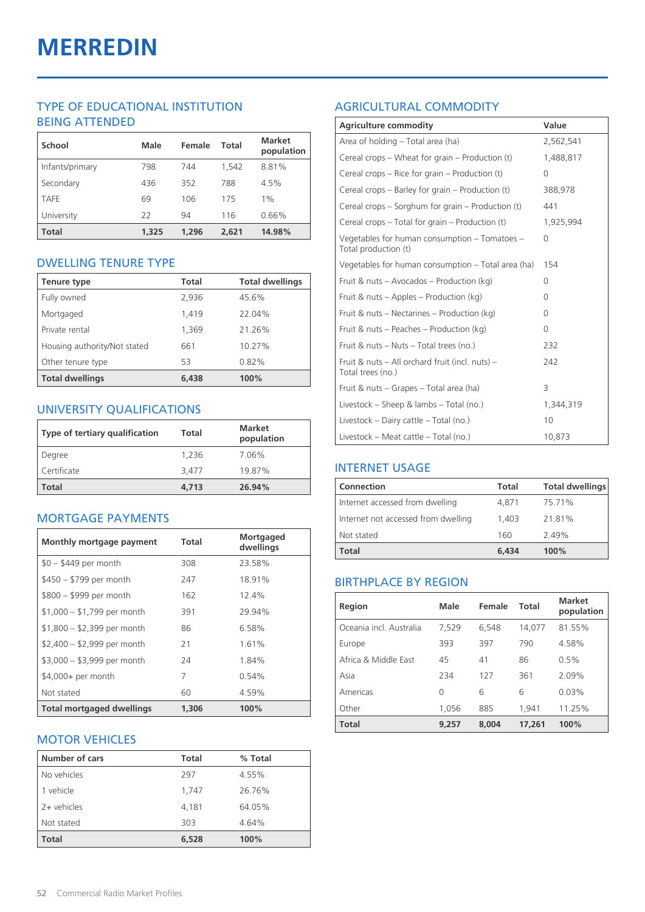# MERREDIN

## TYPE OF EDUCATIONAL INSTITUTION BEING ATTENDED

| School | Male | Female | Total | Market population |
|---|---|---|---|---|
| Infants/primary | 798 | 744 | 1,542 | 8.81% |
| Secondary | 436 | 352 | 788 | 4.5% |
| TAFE | 69 | 106 | 175 | 1% |
| University | 22 | 94 | 116 | 0.66% |
| **Total** | **1,325** | **1,296** | **2,621** | **14.98%** |

## DWELLING TENURE TYPE

| Tenure type | Total | Total dwellings |
|---|---|---|
| Fully owned | 2,936 | 45.6% |
| Mortgaged | 1,419 | 22.04% |
| Private rental | 1,369 | 21.26% |
| Housing authority/Not stated | 661 | 10.27% |
| Other tenure type | 53 | 0.82% |
| **Total dwellings** | **6,438** | **100%** |

## UNIVERSITY QUALIFICATIONS

| Type of tertiary qualification | Total | Market population |
|---|---|---|
| Degree | 1,236 | 7.06% |
| Certificate | 3,477 | 19.87% |
| **Total** | **4,713** | **26.94%** |

## MORTGAGE PAYMENTS

| Monthly mortgage payment | Total | Mortgaged dwellings |
|---|---|---|
| $0 – $449 per month | 308 | 23.58% |
| $450 – $799 per month | 247 | 18.91% |
| $800 – $999 per month | 162 | 12.4% |
| $1,000 – $1,799 per month | 391 | 29.94% |
| $1,800 – $2,399 per month | 86 | 6.58% |
| $2,400 – $2,999 per month | 21 | 1.61% |
| $3,000 – $3,999 per month | 24 | 1.84% |
| $4,000+ per month | 7 | 0.54% |
| Not stated | 60 | 4.59% |
| **Total mortgaged dwellings** | **1,306** | **100%** |

## MOTOR VEHICLES

| Number of cars | Total | % Total |
|---|---|---|
| No vehicles | 297 | 4.55% |
| 1 vehicle | 1,747 | 26.76% |
| 2+ vehicles | 4,181 | 64.05% |
| Not stated | 303 | 4.64% |
| **Total** | **6,528** | **100%** |

## AGRICULTURAL COMMODITY

| Agriculture commodity | Value |
|---|---|
| Area of holding – Total area (ha) | 2,562,541 |
| Cereal crops – Wheat for grain – Production (t) | 1,488,817 |
| Cereal crops – Rice for grain – Production (t) | 0 |
| Cereal crops – Barley for grain – Production (t) | 388,978 |
| Cereal crops – Sorghum for grain – Production (t) | 441 |
| Cereal crops – Total for grain – Production (t) | 1,925,994 |
| Vegetables for human consumption – Tomatoes – Total production (t) | 0 |
| Vegetables for human consumption – Total area (ha) | 154 |
| Fruit & nuts – Avocados – Production (kg) | 0 |
| Fruit & nuts – Apples – Production (kg) | 0 |
| Fruit & nuts – Nectarines – Production (kg) | 0 |
| Fruit & nuts – Peaches – Production (kg) | 0 |
| Fruit & nuts – Nuts – Total trees (no.) | 232 |
| Fruit & nuts – All orchard fruit (incl. nuts) – Total trees (no.) | 242 |
| Fruit & nuts – Grapes – Total area (ha) | 3 |
| Livestock – Sheep & lambs – Total (no.) | 1,344,319 |
| Livestock – Dairy cattle – Total (no.) | 10 |
| Livestock – Meat cattle – Total (no.) | 10,873 |

## INTERNET USAGE

| Connection | Total | Total dwellings |
|---|---|---|
| Internet accessed from dwelling | 4,871 | 75.71% |
| Internet not accessed from dwelling | 1,403 | 21.81% |
| Not stated | 160 | 2.49% |
| **Total** | **6,434** | **100%** |

## BIRTHPLACE BY REGION

| Region | Male | Female | Total | Market population |
|---|---|---|---|---|
| Oceania incl. Australia | 7,529 | 6,548 | 14,077 | 81.55% |
| Europe | 393 | 397 | 790 | 4.58% |
| Africa & Middle East | 45 | 41 | 86 | 0.5% |
| Asia | 234 | 127 | 361 | 2.09% |
| Americas | 0 | 6 | 6 | 0.03% |
| Other | 1,056 | 885 | 1,941 | 11.25% |
| **Total** | **9,257** | **8,004** | **17,261** | **100%** |